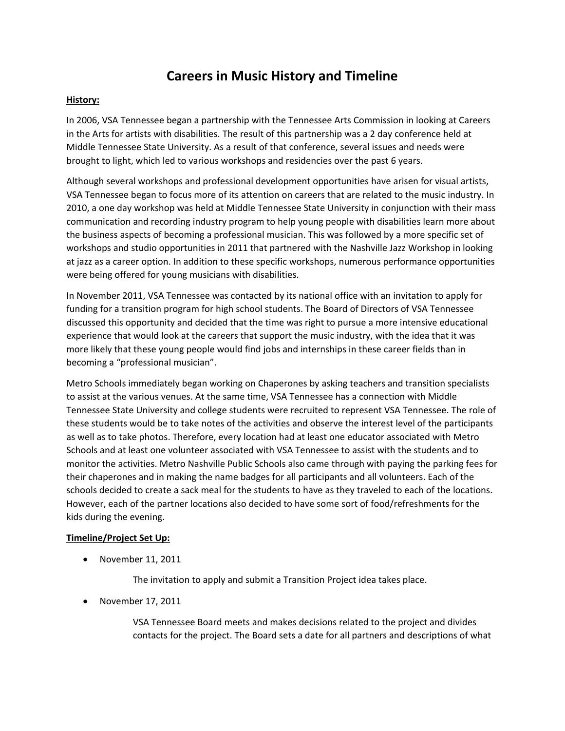# Careers in Music History and Timeline

**History:**

In 2006, VSA Tennessee began a partnership with the Tennessee Arts Commission in looking at Careers in the Arts for artists with disabilities. The result of this partnership was a 2 day conference held at Middle Tennessee State University. As a result of that conference, several issues and needs were brought to light, which led to various workshops and residencies over the past 6 years.

Although several workshops and professional development opportunities have arisen for visual artists, VSA Tennessee began to focus more of its attention on careers that are related to the music industry. In 2010, a one day workshop was held at Middle Tennessee State University in conjunction with their mass communication and recording industry program to help young people with disabilities learn more about the business aspects of becoming a professional musician. This was followed by a more specific set of workshops and studio opportunities in 2011 that partnered with the Nashville Jazz Workshop in looking at jazz as a career option. In addition to these specific workshops, numerous performance opportunities were being offered for young musicians with disabilities.

In November 2011, VSA Tennessee was contacted by its national office with an invitation to apply for funding for a transition program for high school students. The Board of Directors of VSA Tennessee discussed this opportunity and decided that the time was right to pursue a more intensive educational experience that would look at the careers that support the music industry, with the idea that it was more likely that these young people would find jobs and internships in these career fields than in becoming a "professional musician".

Metro Schools immediately began working on Chaperones by asking teachers and transition specialists to assist at the various venues. At the same time, VSA Tennessee has a connection with Middle Tennessee State University and college students were recruited to represent VSA Tennessee. The role of these students would be to take notes of the activities and observe the interest level of the participants as well as to take photos. Therefore, every location had at least one educator associated with Metro Schools and at least one volunteer associated with VSA Tennessee to assist with the students and to monitor the activities. Metro Nashville Public Schools also came through with paying the parking fees for their chaperones and in making the name badges for all participants and all volunteers. Each of the schools decided to create a sack meal for the students to have as they traveled to each of the locations. However, each of the partner locations also decided to have some sort of food/refreshments for the kids during the evening.

**Timeline/Project Set Up:**

- November 11, 2011

  The invitation to apply and submit a Transition Project idea takes place.

- November 17, 2011

  VSA Tennessee Board meets and makes decisions related to the project and divides contacts for the project. The Board sets a date for all partners and descriptions of what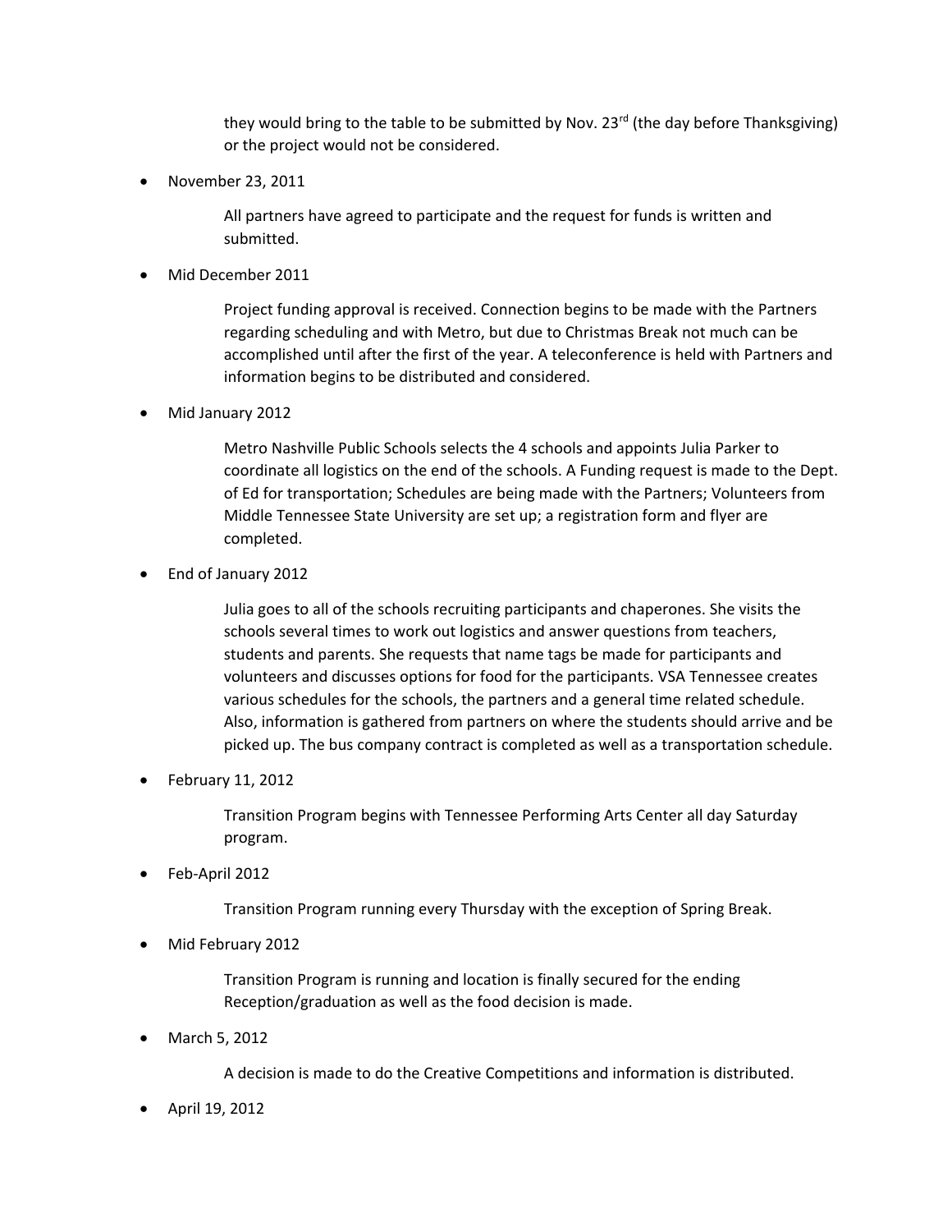they would bring to the table to be submitted by Nov. 23rd (the day before Thanksgiving) or the project would not be considered.

- November 23, 2011

  All partners have agreed to participate and the request for funds is written and submitted.

- Mid December 2011

  Project funding approval is received. Connection begins to be made with the Partners regarding scheduling and with Metro, but due to Christmas Break not much can be accomplished until after the first of the year. A teleconference is held with Partners and information begins to be distributed and considered.

- Mid January 2012

  Metro Nashville Public Schools selects the 4 schools and appoints Julia Parker to coordinate all logistics on the end of the schools. A Funding request is made to the Dept. of Ed for transportation; Schedules are being made with the Partners; Volunteers from Middle Tennessee State University are set up; a registration form and flyer are completed.

- End of January 2012

  Julia goes to all of the schools recruiting participants and chaperones. She visits the schools several times to work out logistics and answer questions from teachers, students and parents. She requests that name tags be made for participants and volunteers and discusses options for food for the participants. VSA Tennessee creates various schedules for the schools, the partners and a general time related schedule. Also, information is gathered from partners on where the students should arrive and be picked up. The bus company contract is completed as well as a transportation schedule.

- February 11, 2012

  Transition Program begins with Tennessee Performing Arts Center all day Saturday program.

- Feb-April 2012

  Transition Program running every Thursday with the exception of Spring Break.

- Mid February 2012

  Transition Program is running and location is finally secured for the ending Reception/graduation as well as the food decision is made.

- March 5, 2012

  A decision is made to do the Creative Competitions and information is distributed.

- April 19, 2012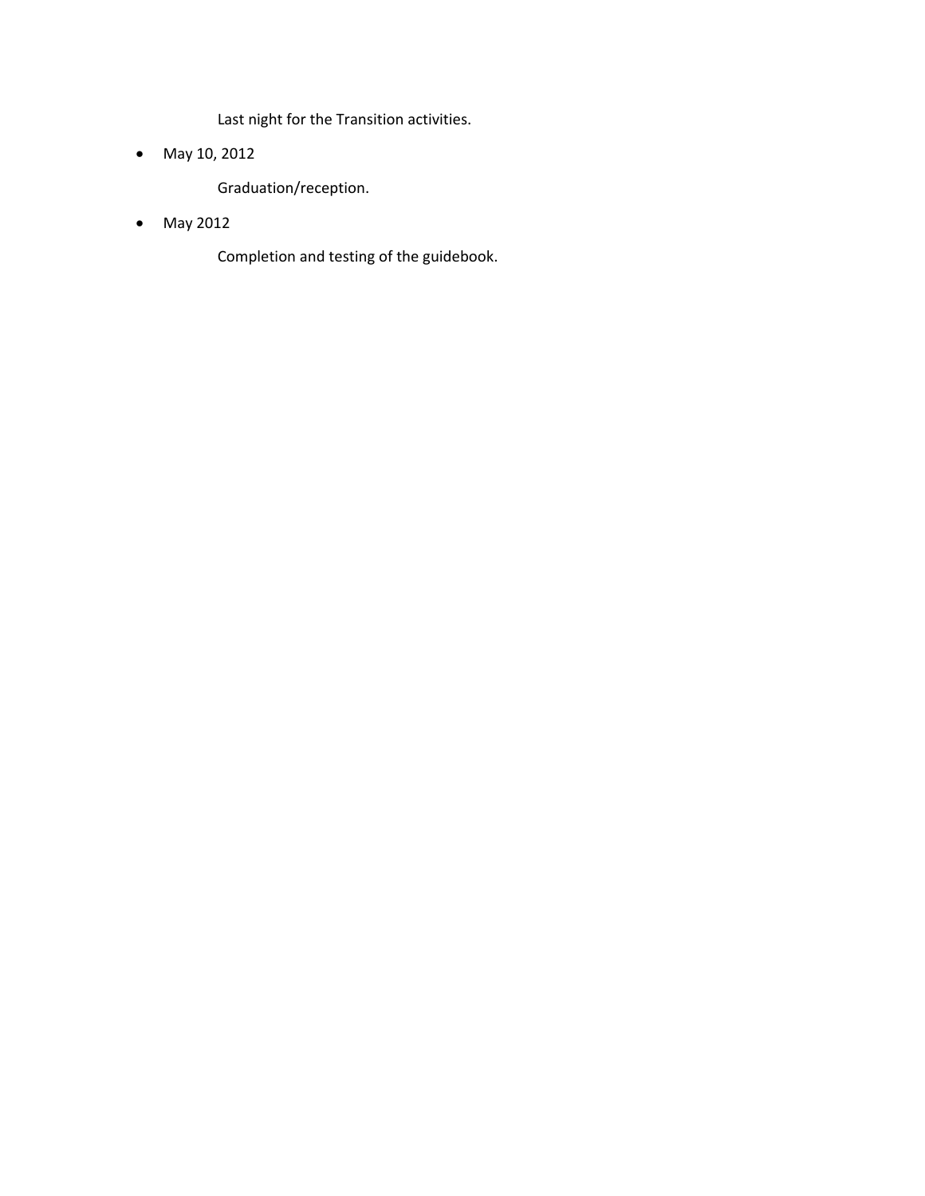Last night for the Transition activities.

- May 10, 2012

  Graduation/reception.

- May 2012

  Completion and testing of the guidebook.